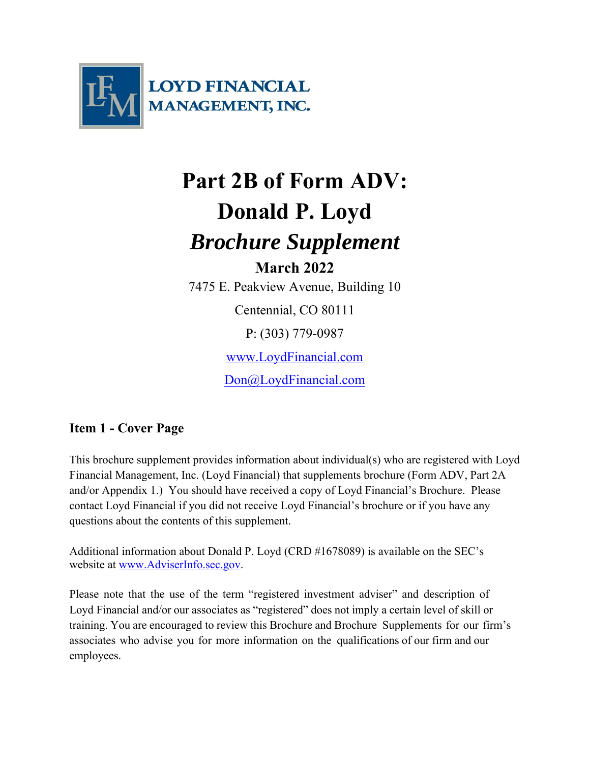LOYD FINANCIAL MANAGEMENT, INC.

# Part 2B of Form ADV: Donald P. Loyd

## *Brochure Supplement*

**March 2022**

7475 E. Peakview Avenue, Building 10

Centennial, CO 80111

P: (303) 779-0987

www.LoydFinancial.com

Don@LoydFinancial.com

## Item 1 - Cover Page

This brochure supplement provides information about individual(s) who are registered with Loyd Financial Management, Inc. (Loyd Financial) that supplements brochure (Form ADV, Part 2A and/or Appendix 1.) You should have received a copy of Loyd Financial's Brochure. Please contact Loyd Financial if you did not receive Loyd Financial's brochure or if you have any questions about the contents of this supplement.

Additional information about Donald P. Loyd (CRD #1678089) is available on the SEC's website at www.AdviserInfo.sec.gov.

Please note that the use of the term "registered investment adviser" and description of Loyd Financial and/or our associates as "registered" does not imply a certain level of skill or training. You are encouraged to review this Brochure and Brochure Supplements for our firm's associates who advise you for more information on the qualifications of our firm and our employees.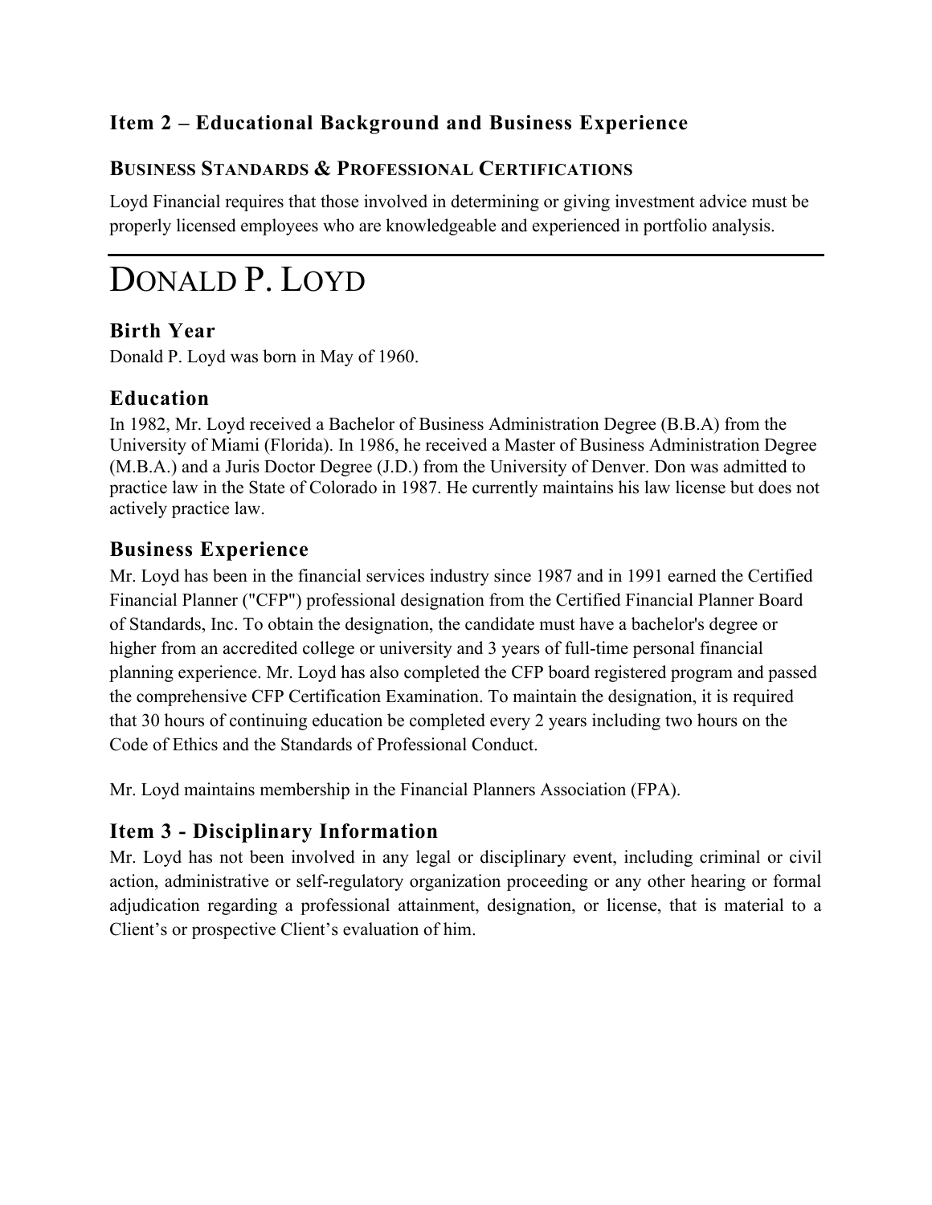## Item 2 – Educational Background and Business Experience

### BUSINESS STANDARDS & PROFESSIONAL CERTIFICATIONS

Loyd Financial requires that those involved in determining or giving investment advice must be properly licensed employees who are knowledgeable and experienced in portfolio analysis.

---

# DONALD P. LOYD

### Birth Year

Donald P. Loyd was born in May of 1960.

### Education

In 1982, Mr. Loyd received a Bachelor of Business Administration Degree (B.B.A) from the University of Miami (Florida). In 1986, he received a Master of Business Administration Degree (M.B.A.) and a Juris Doctor Degree (J.D.) from the University of Denver. Don was admitted to practice law in the State of Colorado in 1987. He currently maintains his law license but does not actively practice law.

### Business Experience

Mr. Loyd has been in the financial services industry since 1987 and in 1991 earned the Certified Financial Planner ("CFP") professional designation from the Certified Financial Planner Board of Standards, Inc. To obtain the designation, the candidate must have a bachelor's degree or higher from an accredited college or university and 3 years of full-time personal financial planning experience. Mr. Loyd has also completed the CFP board registered program and passed the comprehensive CFP Certification Examination. To maintain the designation, it is required that 30 hours of continuing education be completed every 2 years including two hours on the Code of Ethics and the Standards of Professional Conduct.

Mr. Loyd maintains membership in the Financial Planners Association (FPA).

### Item 3 - Disciplinary Information

Mr. Loyd has not been involved in any legal or disciplinary event, including criminal or civil action, administrative or self-regulatory organization proceeding or any other hearing or formal adjudication regarding a professional attainment, designation, or license, that is material to a Client's or prospective Client's evaluation of him.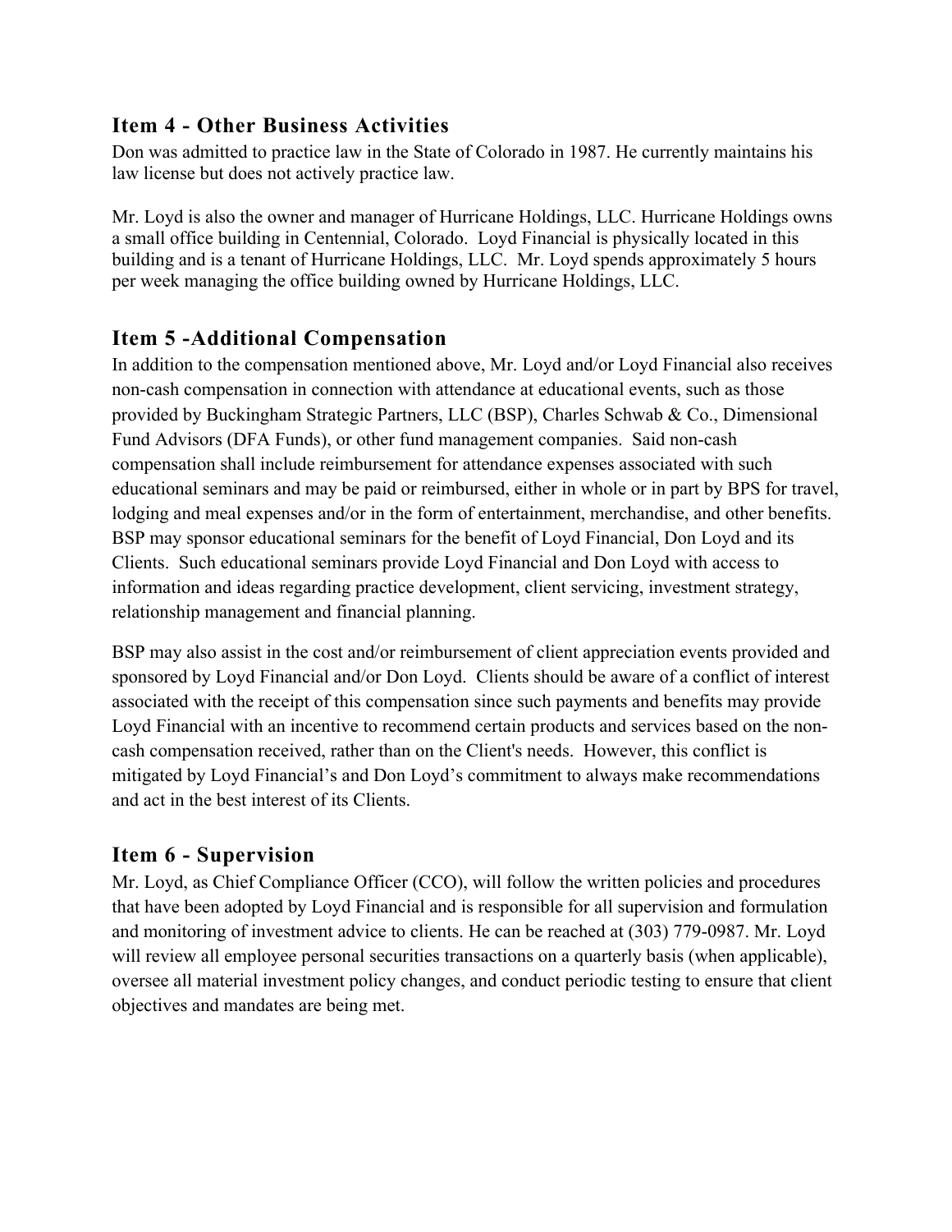## Item 4 - Other Business Activities

Don was admitted to practice law in the State of Colorado in 1987. He currently maintains his law license but does not actively practice law.

Mr. Loyd is also the owner and manager of Hurricane Holdings, LLC. Hurricane Holdings owns a small office building in Centennial, Colorado. Loyd Financial is physically located in this building and is a tenant of Hurricane Holdings, LLC. Mr. Loyd spends approximately 5 hours per week managing the office building owned by Hurricane Holdings, LLC.

## Item 5 -Additional Compensation

In addition to the compensation mentioned above, Mr. Loyd and/or Loyd Financial also receives non-cash compensation in connection with attendance at educational events, such as those provided by Buckingham Strategic Partners, LLC (BSP), Charles Schwab & Co., Dimensional Fund Advisors (DFA Funds), or other fund management companies. Said non-cash compensation shall include reimbursement for attendance expenses associated with such educational seminars and may be paid or reimbursed, either in whole or in part by BPS for travel, lodging and meal expenses and/or in the form of entertainment, merchandise, and other benefits. BSP may sponsor educational seminars for the benefit of Loyd Financial, Don Loyd and its Clients. Such educational seminars provide Loyd Financial and Don Loyd with access to information and ideas regarding practice development, client servicing, investment strategy, relationship management and financial planning.

BSP may also assist in the cost and/or reimbursement of client appreciation events provided and sponsored by Loyd Financial and/or Don Loyd. Clients should be aware of a conflict of interest associated with the receipt of this compensation since such payments and benefits may provide Loyd Financial with an incentive to recommend certain products and services based on the non-cash compensation received, rather than on the Client's needs. However, this conflict is mitigated by Loyd Financial's and Don Loyd's commitment to always make recommendations and act in the best interest of its Clients.

## Item 6 - Supervision

Mr. Loyd, as Chief Compliance Officer (CCO), will follow the written policies and procedures that have been adopted by Loyd Financial and is responsible for all supervision and formulation and monitoring of investment advice to clients. He can be reached at (303) 779-0987. Mr. Loyd will review all employee personal securities transactions on a quarterly basis (when applicable), oversee all material investment policy changes, and conduct periodic testing to ensure that client objectives and mandates are being met.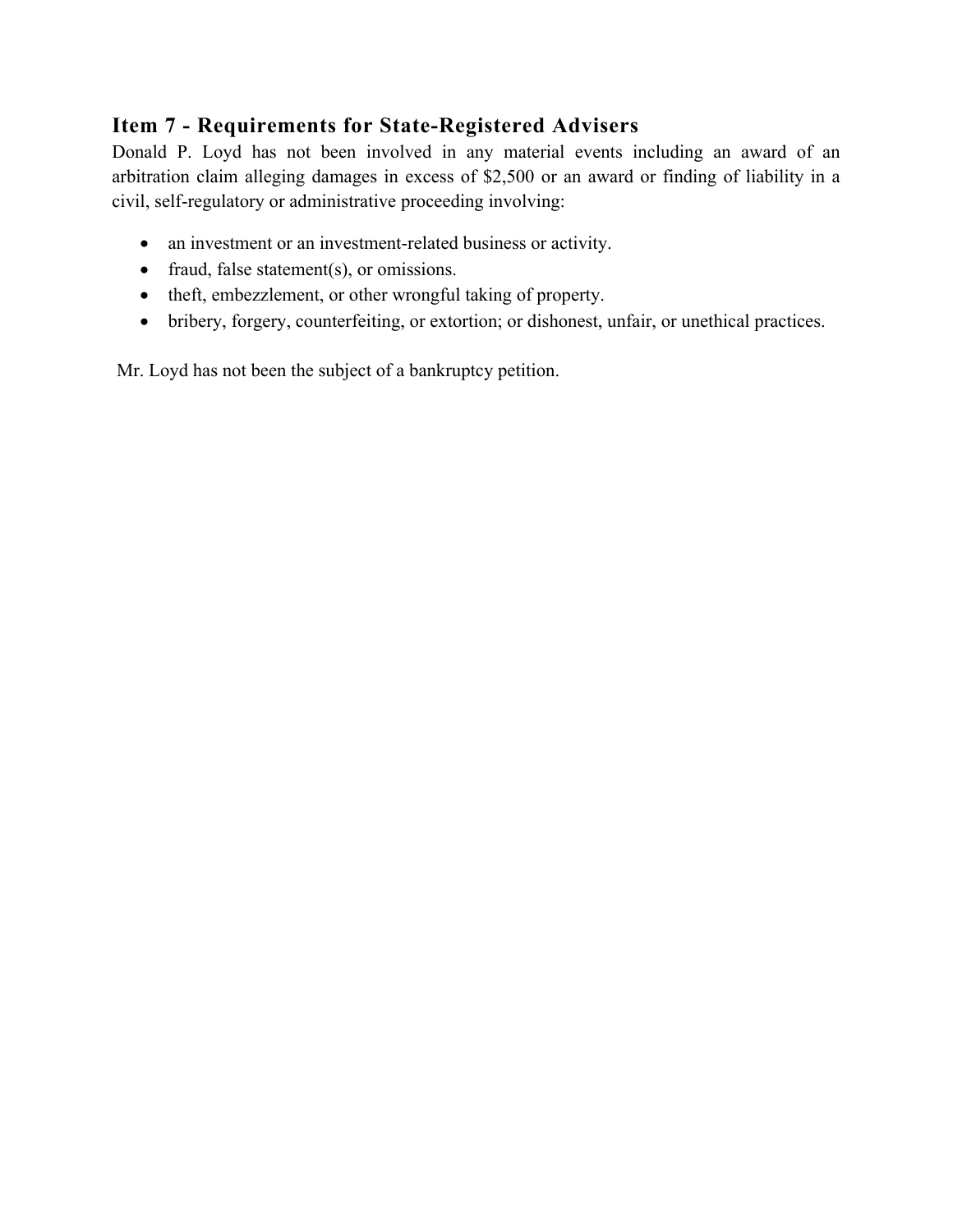## Item 7 - Requirements for State-Registered Advisers

Donald P. Loyd has not been involved in any material events including an award of an arbitration claim alleging damages in excess of $2,500 or an award or finding of liability in a civil, self-regulatory or administrative proceeding involving:

- an investment or an investment-related business or activity.
- fraud, false statement(s), or omissions.
- theft, embezzlement, or other wrongful taking of property.
- bribery, forgery, counterfeiting, or extortion; or dishonest, unfair, or unethical practices.

Mr. Loyd has not been the subject of a bankruptcy petition.